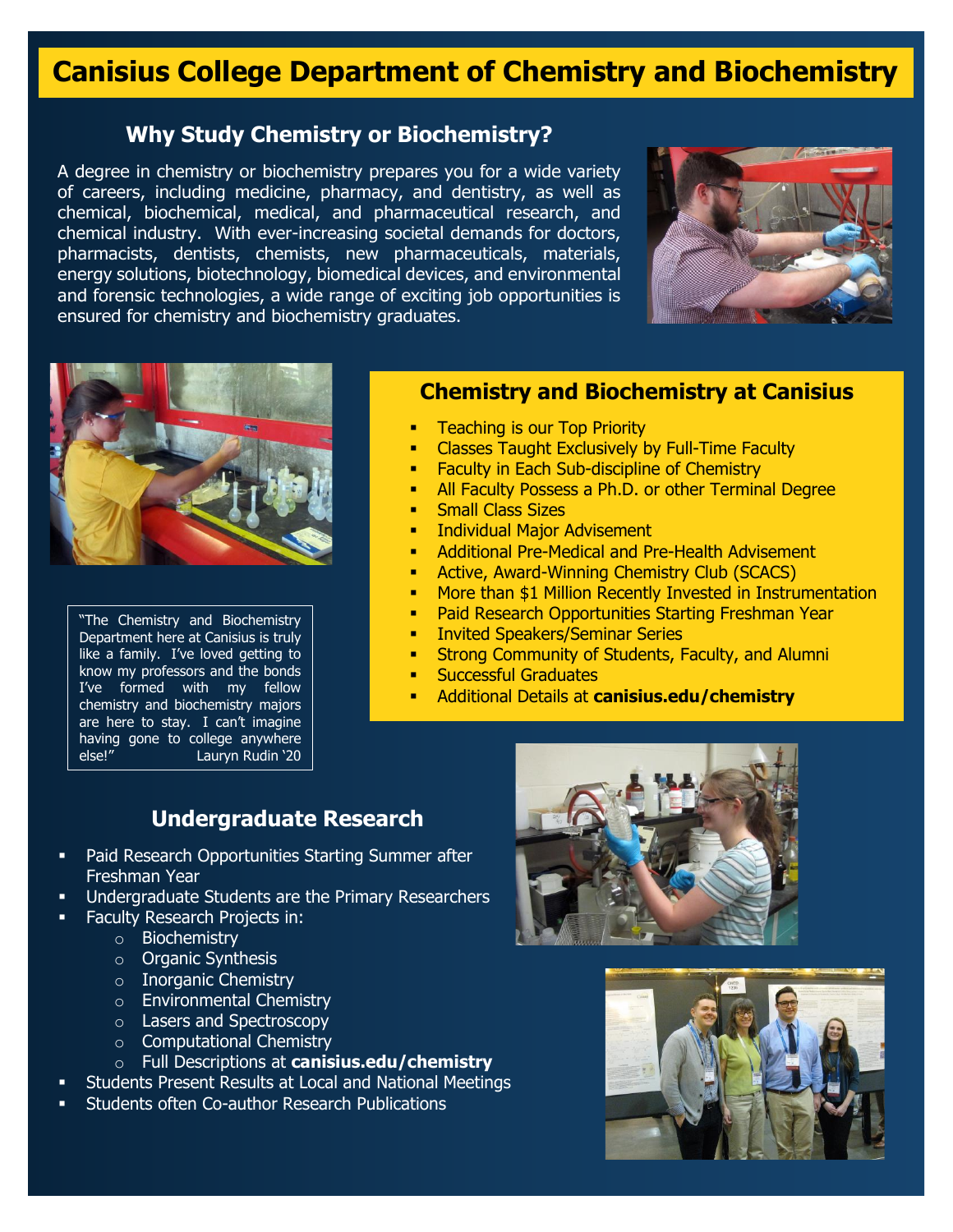# Canisius College Department of Chemistry and Biochemistry

## Why Study Chemistry or Biochemistry?

A degree in chemistry or biochemistry prepares you for a wide variety of careers, including medicine, pharmacy, and dentistry, as well as chemical, biochemical, medical, and pharmaceutical research, and chemical industry. With ever-increasing societal demands for doctors, pharmacists, dentists, chemists, new pharmaceuticals, materials, energy solutions, biotechnology, biomedical devices, and environmental and forensic technologies, a wide range of exciting job opportunities is ensured for chemistry and biochemistry graduates.

## Chemistry and Biochemistry at Canisius

- Teaching is our Top Priority
- Classes Taught Exclusively by Full-Time Faculty
- Faculty in Each Sub-discipline of Chemistry
- All Faculty Possess a Ph.D. or other Terminal Degree
- Small Class Sizes
- Individual Major Advisement
- Additional Pre-Medical and Pre-Health Advisement
- Active, Award-Winning Chemistry Club (SCACS)
- More than $1 Million Recently Invested in Instrumentation
- Paid Research Opportunities Starting Freshman Year
- Invited Speakers/Seminar Series
- Strong Community of Students, Faculty, and Alumni
- Successful Graduates
- Additional Details at **canisius.edu/chemistry**

> "The Chemistry and Biochemistry Department here at Canisius is truly like a family. I've loved getting to know my professors and the bonds I've formed with my fellow chemistry and biochemistry majors are here to stay. I can't imagine having gone to college anywhere else!" Lauryn Rudin '20

## Undergraduate Research

- Paid Research Opportunities Starting Summer after Freshman Year
- Undergraduate Students are the Primary Researchers
- Faculty Research Projects in:
  - Biochemistry
  - Organic Synthesis
  - Inorganic Chemistry
  - Environmental Chemistry
  - Lasers and Spectroscopy
  - Computational Chemistry
  - Full Descriptions at **canisius.edu/chemistry**
- Students Present Results at Local and National Meetings
- Students often Co-author Research Publications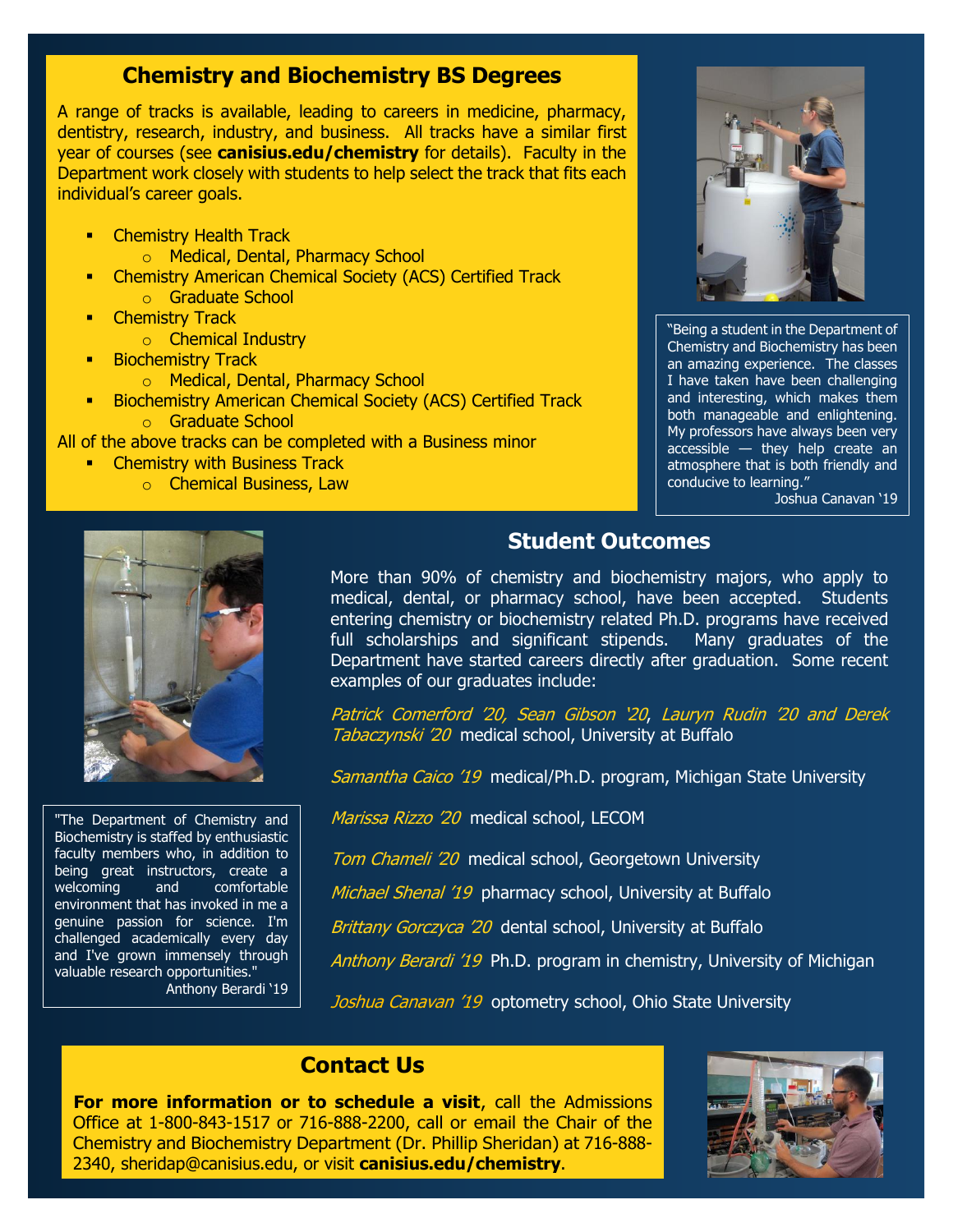## Chemistry and Biochemistry BS Degrees

A range of tracks is available, leading to careers in medicine, pharmacy, dentistry, research, industry, and business. All tracks have a similar first year of courses (see **canisius.edu/chemistry** for details). Faculty in the Department work closely with students to help select the track that fits each individual's career goals.

- Chemistry Health Track
  - Medical, Dental, Pharmacy School
- Chemistry American Chemical Society (ACS) Certified Track
  - Graduate School
- Chemistry Track
  - Chemical Industry
- Biochemistry Track
  - Medical, Dental, Pharmacy School
- Biochemistry American Chemical Society (ACS) Certified Track
  - Graduate School

All of the above tracks can be completed with a Business minor

- Chemistry with Business Track
  - Chemical Business, Law

"Being a student in the Department of Chemistry and Biochemistry has been an amazing experience. The classes I have taken have been challenging and interesting, which makes them both manageable and enlightening. My professors have always been very accessible — they help create an atmosphere that is both friendly and conducive to learning."
Joshua Canavan '19

"The Department of Chemistry and Biochemistry is staffed by enthusiastic faculty members who, in addition to being great instructors, create a welcoming and comfortable environment that has invoked in me a genuine passion for science. I'm challenged academically every day and I've grown immensely through valuable research opportunities."
Anthony Berardi '19

## Student Outcomes

More than 90% of chemistry and biochemistry majors, who apply to medical, dental, or pharmacy school, have been accepted. Students entering chemistry or biochemistry related Ph.D. programs have received full scholarships and significant stipends. Many graduates of the Department have started careers directly after graduation. Some recent examples of our graduates include:

*Patrick Comerford '20, Sean Gibson '20, Lauryn Rudin '20 and Derek Tabaczynski '20* medical school, University at Buffalo

*Samantha Caico '19* medical/Ph.D. program, Michigan State University

*Marissa Rizzo '20* medical school, LECOM

*Tom Chameli '20* medical school, Georgetown University

*Michael Shenal '19* pharmacy school, University at Buffalo

*Brittany Gorczyca '20* dental school, University at Buffalo

*Anthony Berardi '19* Ph.D. program in chemistry, University of Michigan

*Joshua Canavan '19* optometry school, Ohio State University

## Contact Us

**For more information or to schedule a visit**, call the Admissions Office at 1-800-843-1517 or 716-888-2200, call or email the Chair of the Chemistry and Biochemistry Department (Dr. Phillip Sheridan) at 716-888-2340, sheridap@canisius.edu, or visit **canisius.edu/chemistry**.